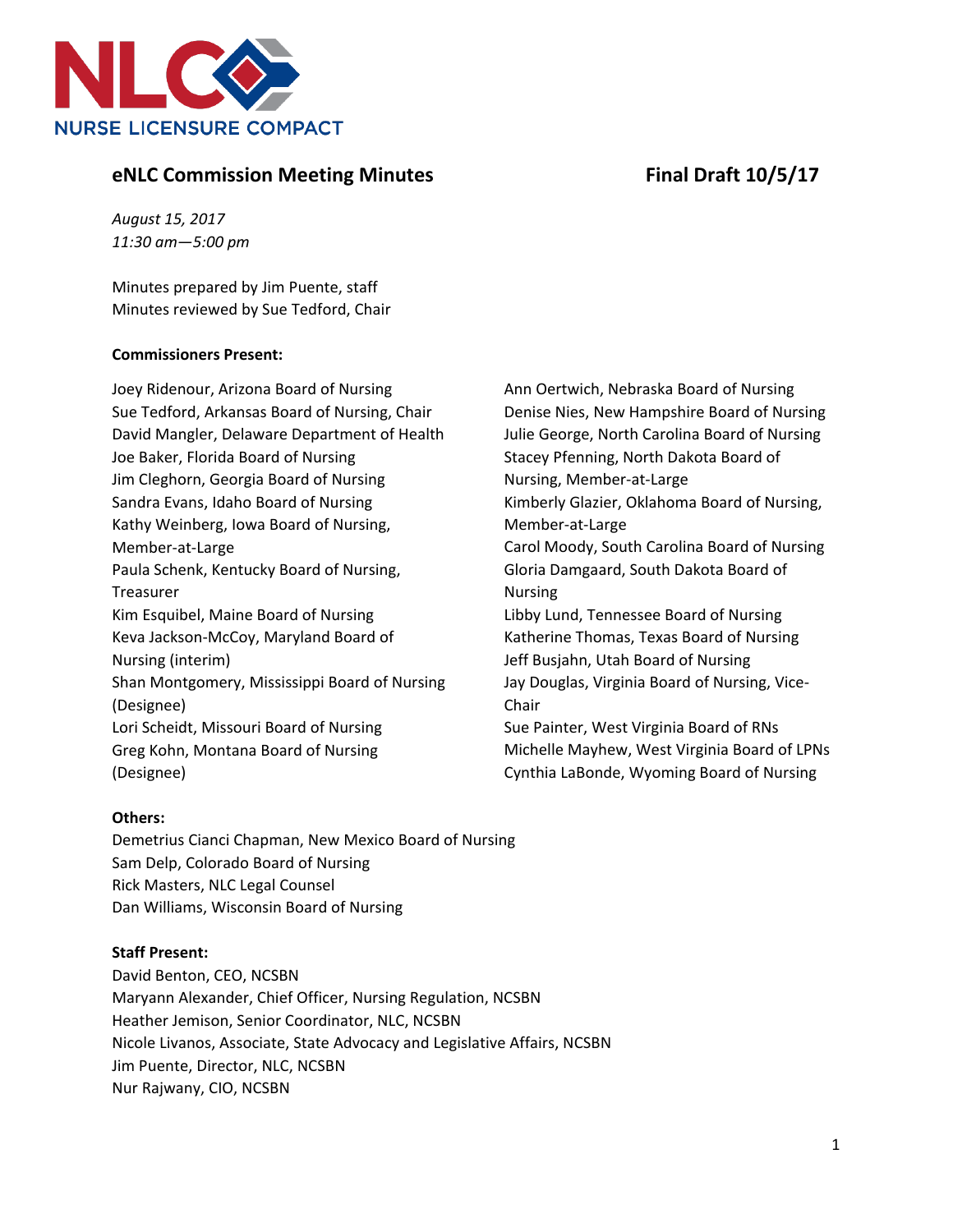NLC NURSE LICENSURE COMPACT

## eNLC Commission Meeting Minutes — Final Draft 10/5/17

*August 15, 2017*
*11:30 am—5:00 pm*

Minutes prepared by Jim Puente, staff
Minutes reviewed by Sue Tedford, Chair

**Commissioners Present:**

Joey Ridenour, Arizona Board of Nursing
Sue Tedford, Arkansas Board of Nursing, Chair
David Mangler, Delaware Department of Health
Joe Baker, Florida Board of Nursing
Jim Cleghorn, Georgia Board of Nursing
Sandra Evans, Idaho Board of Nursing
Kathy Weinberg, Iowa Board of Nursing, Member-at-Large
Paula Schenk, Kentucky Board of Nursing, Treasurer
Kim Esquibel, Maine Board of Nursing
Keva Jackson-McCoy, Maryland Board of Nursing (interim)
Shan Montgomery, Mississippi Board of Nursing (Designee)
Lori Scheidt, Missouri Board of Nursing
Greg Kohn, Montana Board of Nursing (Designee)
Ann Oertwich, Nebraska Board of Nursing
Denise Nies, New Hampshire Board of Nursing
Julie George, North Carolina Board of Nursing
Stacey Pfenning, North Dakota Board of Nursing, Member-at-Large
Kimberly Glazier, Oklahoma Board of Nursing, Member-at-Large
Carol Moody, South Carolina Board of Nursing
Gloria Damgaard, South Dakota Board of Nursing
Libby Lund, Tennessee Board of Nursing
Katherine Thomas, Texas Board of Nursing
Jeff Busjahn, Utah Board of Nursing
Jay Douglas, Virginia Board of Nursing, Vice-Chair
Sue Painter, West Virginia Board of RNs
Michelle Mayhew, West Virginia Board of LPNs
Cynthia LaBonde, Wyoming Board of Nursing

**Others:**

Demetrius Cianci Chapman, New Mexico Board of Nursing
Sam Delp, Colorado Board of Nursing
Rick Masters, NLC Legal Counsel
Dan Williams, Wisconsin Board of Nursing

**Staff Present:**

David Benton, CEO, NCSBN
Maryann Alexander, Chief Officer, Nursing Regulation, NCSBN
Heather Jemison, Senior Coordinator, NLC, NCSBN
Nicole Livanos, Associate, State Advocacy and Legislative Affairs, NCSBN
Jim Puente, Director, NLC, NCSBN
Nur Rajwany, CIO, NCSBN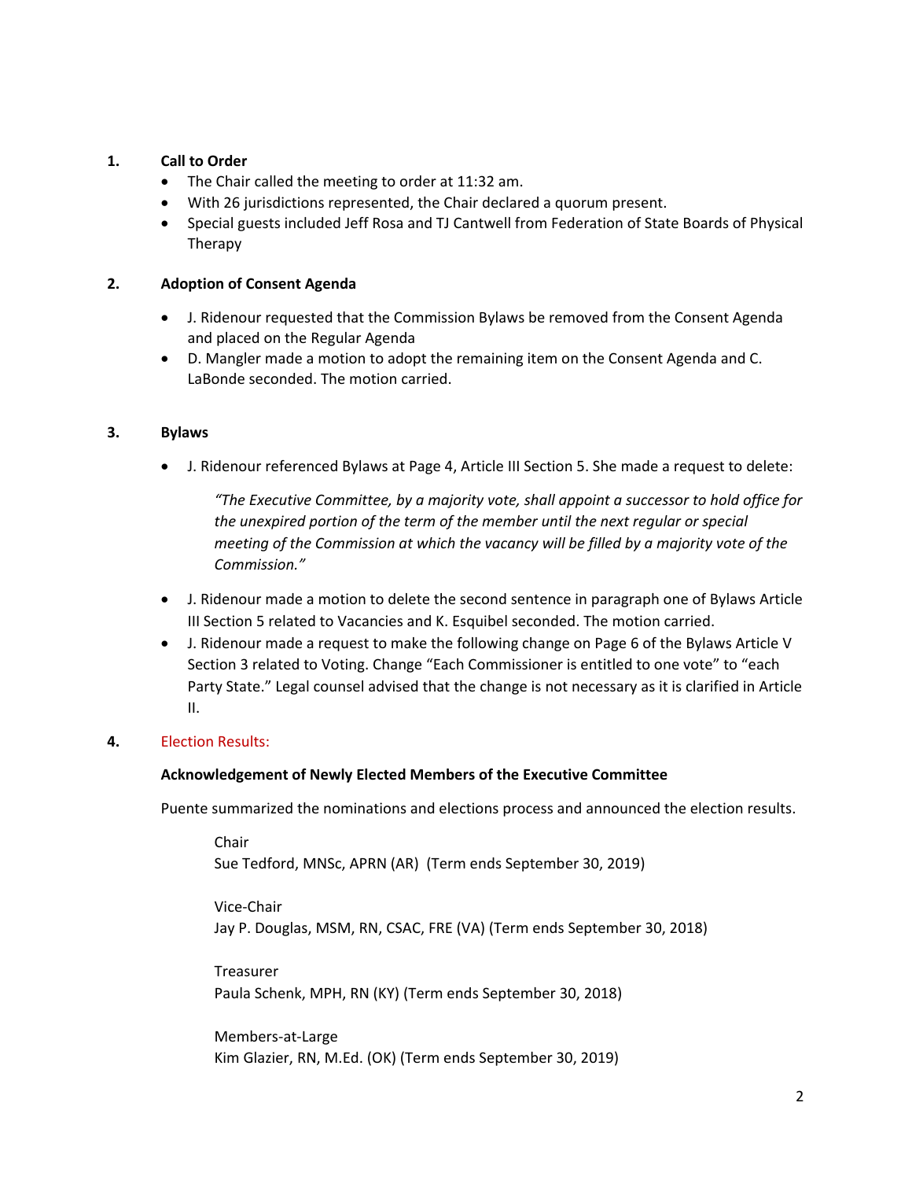**1. Call to Order**

- The Chair called the meeting to order at 11:32 am.
- With 26 jurisdictions represented, the Chair declared a quorum present.
- Special guests included Jeff Rosa and TJ Cantwell from Federation of State Boards of Physical Therapy

**2. Adoption of Consent Agenda**

- J. Ridenour requested that the Commission Bylaws be removed from the Consent Agenda and placed on the Regular Agenda
- D. Mangler made a motion to adopt the remaining item on the Consent Agenda and C. LaBonde seconded. The motion carried.

**3. Bylaws**

- J. Ridenour referenced Bylaws at Page 4, Article III Section 5. She made a request to delete:

  *"The Executive Committee, by a majority vote, shall appoint a successor to hold office for the unexpired portion of the term of the member until the next regular or special meeting of the Commission at which the vacancy will be filled by a majority vote of the Commission."*

- J. Ridenour made a motion to delete the second sentence in paragraph one of Bylaws Article III Section 5 related to Vacancies and K. Esquibel seconded. The motion carried.
- J. Ridenour made a request to make the following change on Page 6 of the Bylaws Article V Section 3 related to Voting. Change "Each Commissioner is entitled to one vote" to "each Party State." Legal counsel advised that the change is not necessary as it is clarified in Article II.

**4. Election Results:**

**Acknowledgement of Newly Elected Members of the Executive Committee**

Puente summarized the nominations and elections process and announced the election results.

Chair
Sue Tedford, MNSc, APRN (AR) (Term ends September 30, 2019)

Vice-Chair
Jay P. Douglas, MSM, RN, CSAC, FRE (VA) (Term ends September 30, 2018)

Treasurer
Paula Schenk, MPH, RN (KY) (Term ends September 30, 2018)

Members-at-Large
Kim Glazier, RN, M.Ed. (OK) (Term ends September 30, 2019)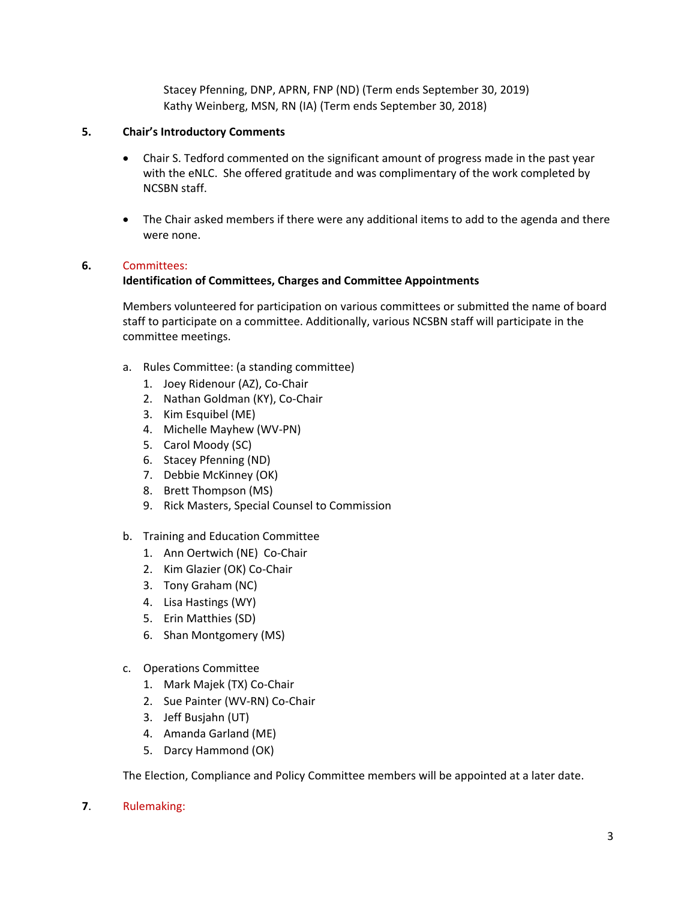Stacey Pfenning, DNP, APRN, FNP (ND) (Term ends September 30, 2019)
Kathy Weinberg, MSN, RN (IA) (Term ends September 30, 2018)

**5. Chair's Introductory Comments**

- Chair S. Tedford commented on the significant amount of progress made in the past year with the eNLC. She offered gratitude and was complimentary of the work completed by NCSBN staff.

- The Chair asked members if there were any additional items to add to the agenda and there were none.

**6.** Committees:
**Identification of Committees, Charges and Committee Appointments**

Members volunteered for participation on various committees or submitted the name of board staff to participate on a committee. Additionally, various NCSBN staff will participate in the committee meetings.

a. Rules Committee: (a standing committee)
   1. Joey Ridenour (AZ), Co-Chair
   2. Nathan Goldman (KY), Co-Chair
   3. Kim Esquibel (ME)
   4. Michelle Mayhew (WV-PN)
   5. Carol Moody (SC)
   6. Stacey Pfenning (ND)
   7. Debbie McKinney (OK)
   8. Brett Thompson (MS)
   9. Rick Masters, Special Counsel to Commission

b. Training and Education Committee
   1. Ann Oertwich (NE) Co-Chair
   2. Kim Glazier (OK) Co-Chair
   3. Tony Graham (NC)
   4. Lisa Hastings (WY)
   5. Erin Matthies (SD)
   6. Shan Montgomery (MS)

c. Operations Committee
   1. Mark Majek (TX) Co-Chair
   2. Sue Painter (WV-RN) Co-Chair
   3. Jeff Busjahn (UT)
   4. Amanda Garland (ME)
   5. Darcy Hammond (OK)

The Election, Compliance and Policy Committee members will be appointed at a later date.

**7.** Rulemaking: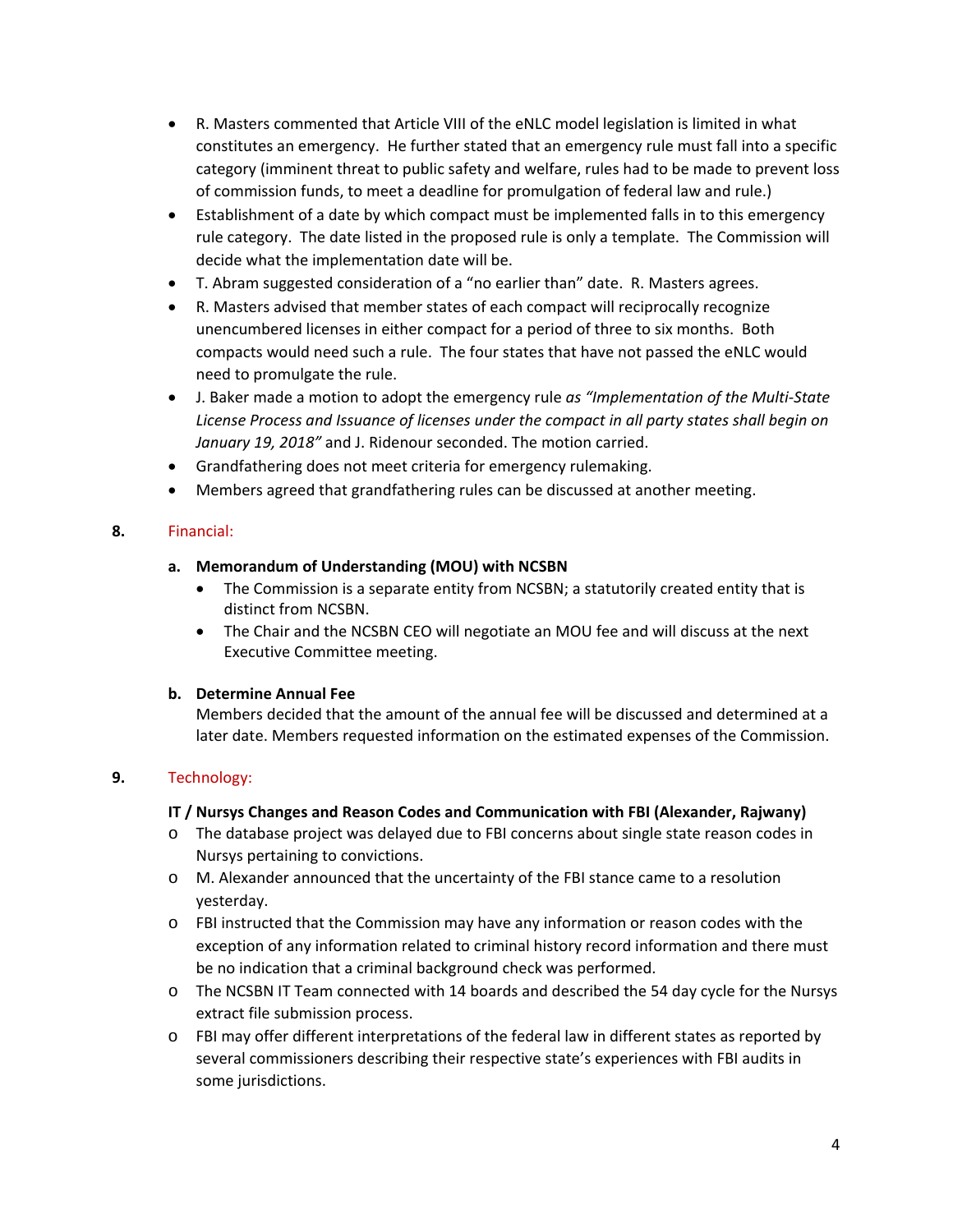- R. Masters commented that Article VIII of the eNLC model legislation is limited in what constitutes an emergency. He further stated that an emergency rule must fall into a specific category (imminent threat to public safety and welfare, rules had to be made to prevent loss of commission funds, to meet a deadline for promulgation of federal law and rule.)
- Establishment of a date by which compact must be implemented falls in to this emergency rule category. The date listed in the proposed rule is only a template. The Commission will decide what the implementation date will be.
- T. Abram suggested consideration of a "no earlier than" date. R. Masters agrees.
- R. Masters advised that member states of each compact will reciprocally recognize unencumbered licenses in either compact for a period of three to six months. Both compacts would need such a rule. The four states that have not passed the eNLC would need to promulgate the rule.
- J. Baker made a motion to adopt the emergency rule *as "Implementation of the Multi-State License Process and Issuance of licenses under the compact in all party states shall begin on January 19, 2018"* and J. Ridenour seconded. The motion carried.
- Grandfathering does not meet criteria for emergency rulemaking.
- Members agreed that grandfathering rules can be discussed at another meeting.

**8.** Financial:

**a. Memorandum of Understanding (MOU) with NCSBN**

- The Commission is a separate entity from NCSBN; a statutorily created entity that is distinct from NCSBN.
- The Chair and the NCSBN CEO will negotiate an MOU fee and will discuss at the next Executive Committee meeting.

**b. Determine Annual Fee**

Members decided that the amount of the annual fee will be discussed and determined at a later date. Members requested information on the estimated expenses of the Commission.

**9.** Technology:

**IT / Nursys Changes and Reason Codes and Communication with FBI (Alexander, Rajwany)**

- The database project was delayed due to FBI concerns about single state reason codes in Nursys pertaining to convictions.
- M. Alexander announced that the uncertainty of the FBI stance came to a resolution yesterday.
- FBI instructed that the Commission may have any information or reason codes with the exception of any information related to criminal history record information and there must be no indication that a criminal background check was performed.
- The NCSBN IT Team connected with 14 boards and described the 54 day cycle for the Nursys extract file submission process.
- FBI may offer different interpretations of the federal law in different states as reported by several commissioners describing their respective state's experiences with FBI audits in some jurisdictions.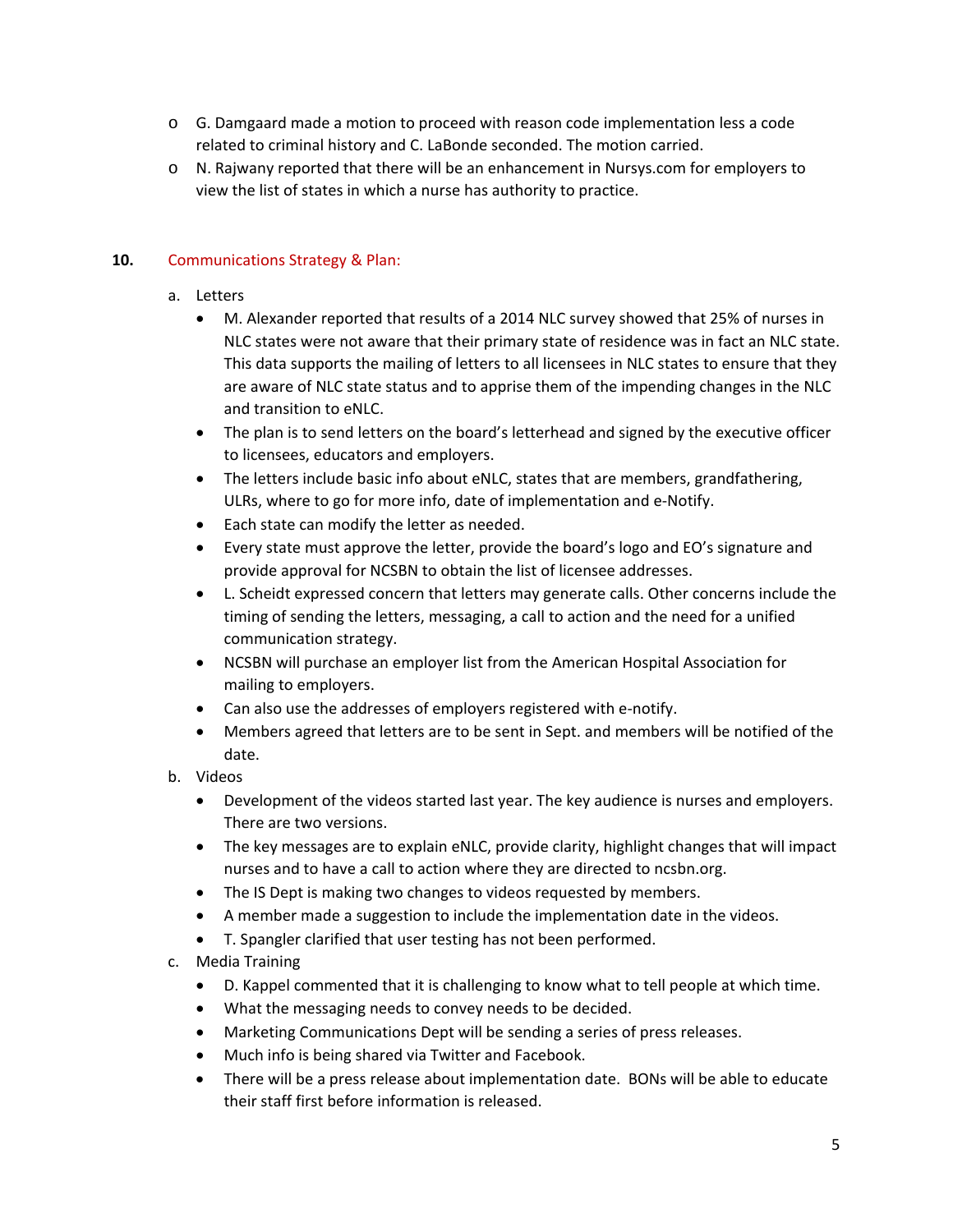- G. Damgaard made a motion to proceed with reason code implementation less a code related to criminal history and C. LaBonde seconded. The motion carried.
- N. Rajwany reported that there will be an enhancement in Nursys.com for employers to view the list of states in which a nurse has authority to practice.

**10.** Communications Strategy & Plan:

a. Letters
   - M. Alexander reported that results of a 2014 NLC survey showed that 25% of nurses in NLC states were not aware that their primary state of residence was in fact an NLC state. This data supports the mailing of letters to all licensees in NLC states to ensure that they are aware of NLC state status and to apprise them of the impending changes in the NLC and transition to eNLC.
   - The plan is to send letters on the board's letterhead and signed by the executive officer to licensees, educators and employers.
   - The letters include basic info about eNLC, states that are members, grandfathering, ULRs, where to go for more info, date of implementation and e-Notify.
   - Each state can modify the letter as needed.
   - Every state must approve the letter, provide the board's logo and EO's signature and provide approval for NCSBN to obtain the list of licensee addresses.
   - L. Scheidt expressed concern that letters may generate calls. Other concerns include the timing of sending the letters, messaging, a call to action and the need for a unified communication strategy.
   - NCSBN will purchase an employer list from the American Hospital Association for mailing to employers.
   - Can also use the addresses of employers registered with e-notify.
   - Members agreed that letters are to be sent in Sept. and members will be notified of the date.

b. Videos
   - Development of the videos started last year. The key audience is nurses and employers. There are two versions.
   - The key messages are to explain eNLC, provide clarity, highlight changes that will impact nurses and to have a call to action where they are directed to ncsbn.org.
   - The IS Dept is making two changes to videos requested by members.
   - A member made a suggestion to include the implementation date in the videos.
   - T. Spangler clarified that user testing has not been performed.

c. Media Training
   - D. Kappel commented that it is challenging to know what to tell people at which time.
   - What the messaging needs to convey needs to be decided.
   - Marketing Communications Dept will be sending a series of press releases.
   - Much info is being shared via Twitter and Facebook.
   - There will be a press release about implementation date. BONs will be able to educate their staff first before information is released.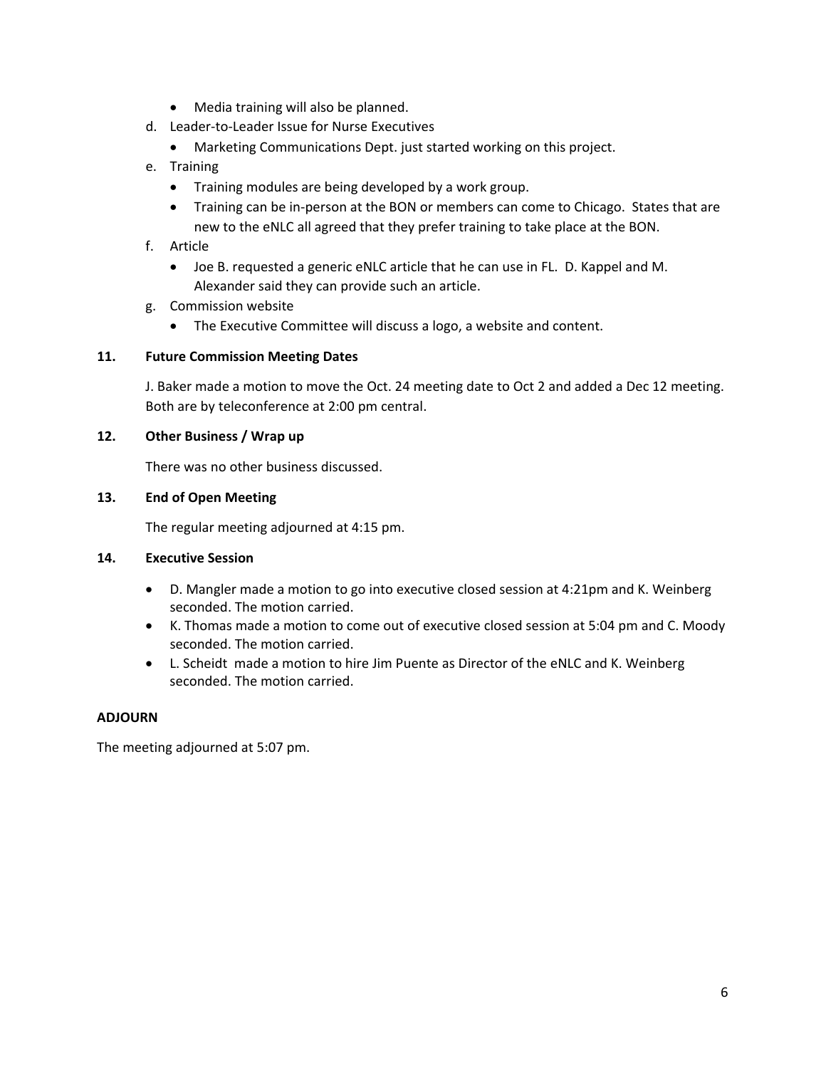- Media training will also be planned.

d. Leader-to-Leader Issue for Nurse Executives
   - Marketing Communications Dept. just started working on this project.

e. Training
   - Training modules are being developed by a work group.
   - Training can be in-person at the BON or members can come to Chicago. States that are new to the eNLC all agreed that they prefer training to take place at the BON.

f. Article
   - Joe B. requested a generic eNLC article that he can use in FL. D. Kappel and M. Alexander said they can provide such an article.

g. Commission website
   - The Executive Committee will discuss a logo, a website and content.

**11. Future Commission Meeting Dates**

J. Baker made a motion to move the Oct. 24 meeting date to Oct 2 and added a Dec 12 meeting. Both are by teleconference at 2:00 pm central.

**12. Other Business / Wrap up**

There was no other business discussed.

**13. End of Open Meeting**

The regular meeting adjourned at 4:15 pm.

**14. Executive Session**

- D. Mangler made a motion to go into executive closed session at 4:21pm and K. Weinberg seconded. The motion carried.
- K. Thomas made a motion to come out of executive closed session at 5:04 pm and C. Moody seconded. The motion carried.
- L. Scheidt made a motion to hire Jim Puente as Director of the eNLC and K. Weinberg seconded. The motion carried.

**ADJOURN**

The meeting adjourned at 5:07 pm.